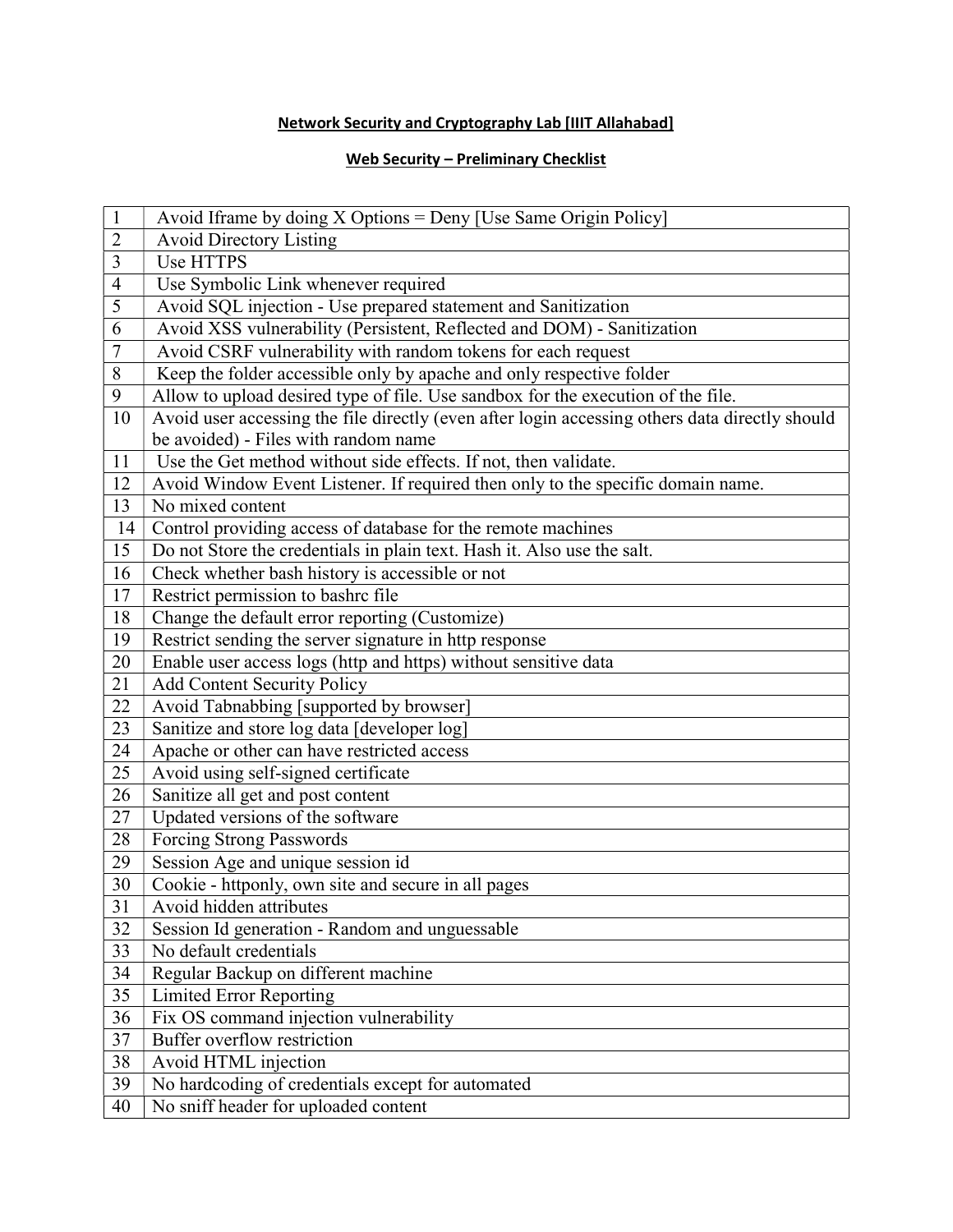**Network Security and Cryptography Lab [IIIT Allahabad]**

**Web Security – Preliminary Checklist**

| | |
|---|---|
| 1 | Avoid Iframe by doing X Options = Deny [Use Same Origin Policy] |
| 2 | Avoid Directory Listing |
| 3 | Use HTTPS |
| 4 | Use Symbolic Link whenever required |
| 5 | Avoid SQL injection - Use prepared statement and Sanitization |
| 6 | Avoid XSS vulnerability (Persistent, Reflected and DOM) - Sanitization |
| 7 | Avoid CSRF vulnerability with random tokens for each request |
| 8 | Keep the folder accessible only by apache and only respective folder |
| 9 | Allow to upload desired type of file. Use sandbox for the execution of the file. |
| 10 | Avoid user accessing the file directly (even after login accessing others data directly should be avoided) - Files with random name |
| 11 | Use the Get method without side effects. If not, then validate. |
| 12 | Avoid Window Event Listener. If required then only to the specific domain name. |
| 13 | No mixed content |
| 14 | Control providing access of database for the remote machines |
| 15 | Do not Store the credentials in plain text. Hash it. Also use the salt. |
| 16 | Check whether bash history is accessible or not |
| 17 | Restrict permission to bashrc file |
| 18 | Change the default error reporting (Customize) |
| 19 | Restrict sending the server signature in http response |
| 20 | Enable user access logs (http and https) without sensitive data |
| 21 | Add Content Security Policy |
| 22 | Avoid Tabnabbing [supported by browser] |
| 23 | Sanitize and store log data [developer log] |
| 24 | Apache or other can have restricted access |
| 25 | Avoid using self-signed certificate |
| 26 | Sanitize all get and post content |
| 27 | Updated versions of the software |
| 28 | Forcing Strong Passwords |
| 29 | Session Age and unique session id |
| 30 | Cookie - httponly, own site and secure in all pages |
| 31 | Avoid hidden attributes |
| 32 | Session Id generation - Random and unguessable |
| 33 | No default credentials |
| 34 | Regular Backup on different machine |
| 35 | Limited Error Reporting |
| 36 | Fix OS command injection vulnerability |
| 37 | Buffer overflow restriction |
| 38 | Avoid HTML injection |
| 39 | No hardcoding of credentials except for automated |
| 40 | No sniff header for uploaded content |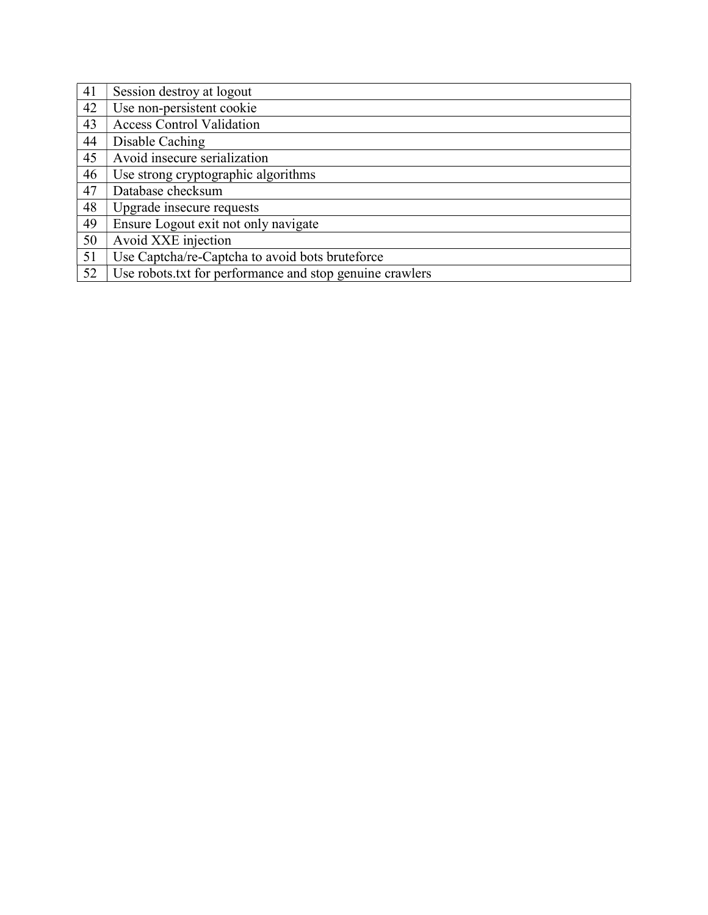| | |
|---|---|
| 41 | Session destroy at logout |
| 42 | Use non-persistent cookie |
| 43 | Access Control Validation |
| 44 | Disable Caching |
| 45 | Avoid insecure serialization |
| 46 | Use strong cryptographic algorithms |
| 47 | Database checksum |
| 48 | Upgrade insecure requests |
| 49 | Ensure Logout exit not only navigate |
| 50 | Avoid XXE injection |
| 51 | Use Captcha/re-Captcha to avoid bots bruteforce |
| 52 | Use robots.txt for performance and stop genuine crawlers |